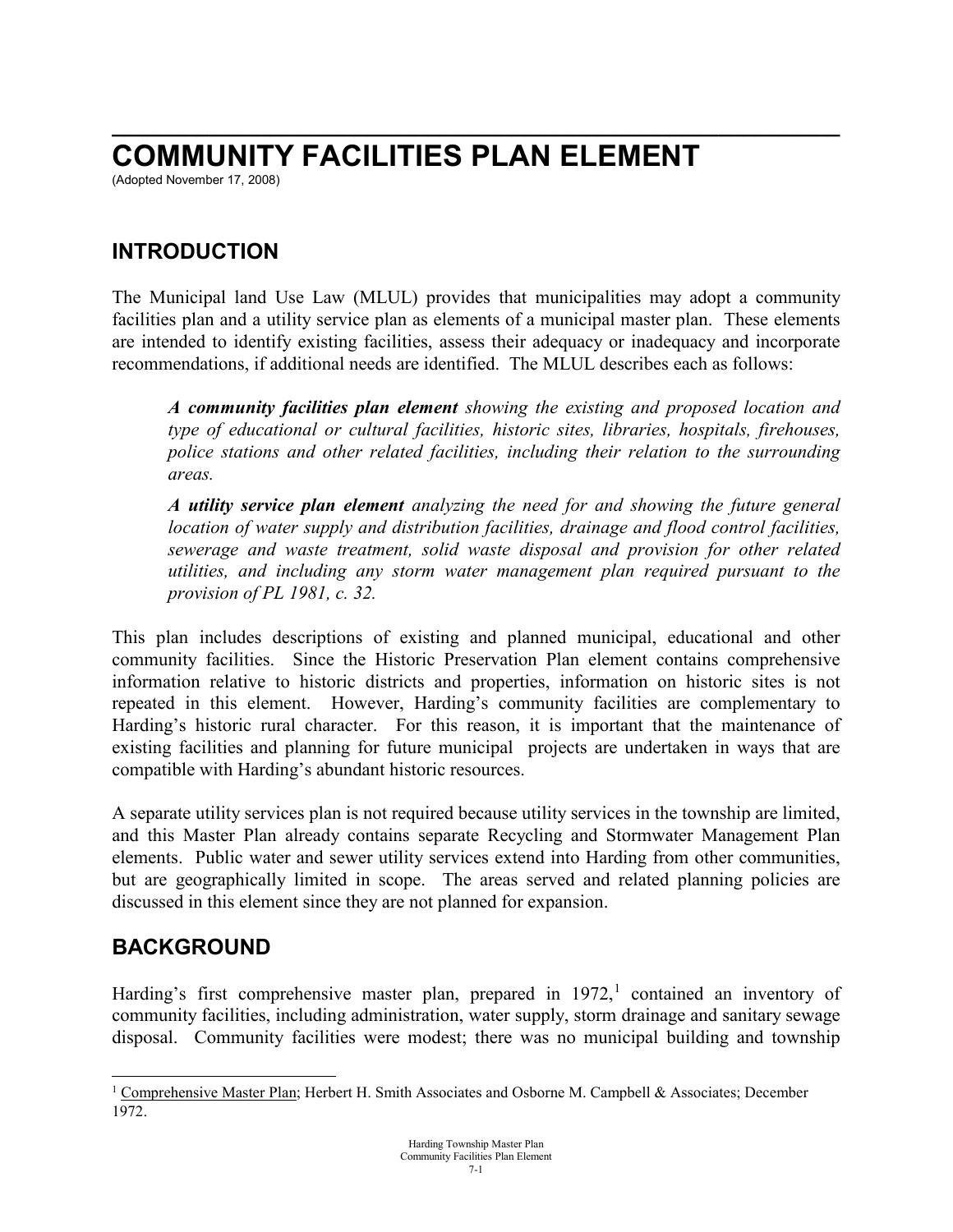# COMMUNITY FACILITIES PLAN ELEMENT

(Adopted November 17, 2008)

## INTRODUCTION

The Municipal land Use Law (MLUL) provides that municipalities may adopt a community facilities plan and a utility service plan as elements of a municipal master plan. These elements are intended to identify existing facilities, assess their adequacy or inadequacy and incorporate recommendations, if additional needs are identified. The MLUL describes each as follows:

> ***A community facilities plan element*** *showing the existing and proposed location and type of educational or cultural facilities, historic sites, libraries, hospitals, firehouses, police stations and other related facilities, including their relation to the surrounding areas.*
>
> ***A utility service plan element*** *analyzing the need for and showing the future general location of water supply and distribution facilities, drainage and flood control facilities, sewerage and waste treatment, solid waste disposal and provision for other related utilities, and including any storm water management plan required pursuant to the provision of PL 1981, c. 32.*

This plan includes descriptions of existing and planned municipal, educational and other community facilities. Since the Historic Preservation Plan element contains comprehensive information relative to historic districts and properties, information on historic sites is not repeated in this element. However, Harding's community facilities are complementary to Harding's historic rural character. For this reason, it is important that the maintenance of existing facilities and planning for future municipal projects are undertaken in ways that are compatible with Harding's abundant historic resources.

A separate utility services plan is not required because utility services in the township are limited, and this Master Plan already contains separate Recycling and Stormwater Management Plan elements. Public water and sewer utility services extend into Harding from other communities, but are geographically limited in scope. The areas served and related planning policies are discussed in this element since they are not planned for expansion.

## BACKGROUND

Harding's first comprehensive master plan, prepared in 1972,[1] contained an inventory of community facilities, including administration, water supply, storm drainage and sanitary sewage disposal. Community facilities were modest; there was no municipal building and township

[1] Comprehensive Master Plan; Herbert H. Smith Associates and Osborne M. Campbell & Associates; December 1972.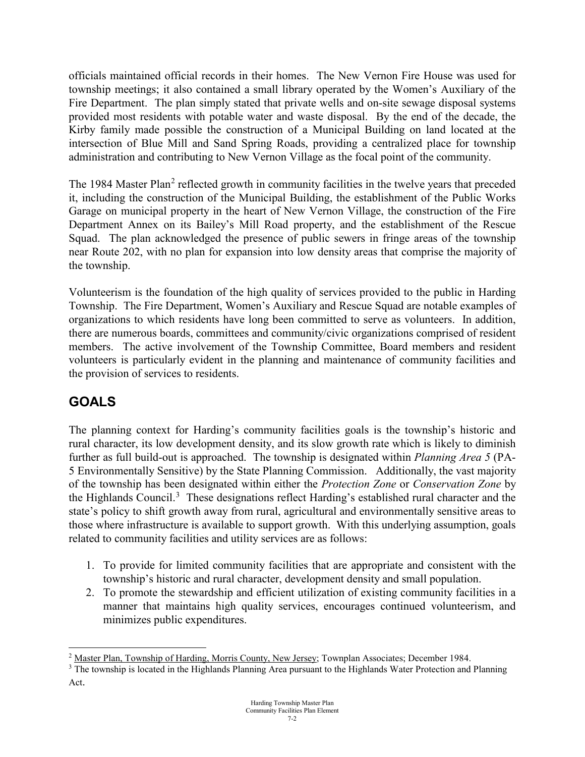officials maintained official records in their homes. The New Vernon Fire House was used for township meetings; it also contained a small library operated by the Women's Auxiliary of the Fire Department. The plan simply stated that private wells and on-site sewage disposal systems provided most residents with potable water and waste disposal. By the end of the decade, the Kirby family made possible the construction of a Municipal Building on land located at the intersection of Blue Mill and Sand Spring Roads, providing a centralized place for township administration and contributing to New Vernon Village as the focal point of the community.

The 1984 Master Plan[2] reflected growth in community facilities in the twelve years that preceded it, including the construction of the Municipal Building, the establishment of the Public Works Garage on municipal property in the heart of New Vernon Village, the construction of the Fire Department Annex on its Bailey's Mill Road property, and the establishment of the Rescue Squad. The plan acknowledged the presence of public sewers in fringe areas of the township near Route 202, with no plan for expansion into low density areas that comprise the majority of the township.

Volunteerism is the foundation of the high quality of services provided to the public in Harding Township. The Fire Department, Women's Auxiliary and Rescue Squad are notable examples of organizations to which residents have long been committed to serve as volunteers. In addition, there are numerous boards, committees and community/civic organizations comprised of resident members. The active involvement of the Township Committee, Board members and resident volunteers is particularly evident in the planning and maintenance of community facilities and the provision of services to residents.

## GOALS

The planning context for Harding's community facilities goals is the township's historic and rural character, its low development density, and its slow growth rate which is likely to diminish further as full build-out is approached. The township is designated within *Planning Area 5* (PA-5 Environmentally Sensitive) by the State Planning Commission. Additionally, the vast majority of the township has been designated within either the *Protection Zone* or *Conservation Zone* by the Highlands Council.[3] These designations reflect Harding's established rural character and the state's policy to shift growth away from rural, agricultural and environmentally sensitive areas to those where infrastructure is available to support growth. With this underlying assumption, goals related to community facilities and utility services are as follows:

1. To provide for limited community facilities that are appropriate and consistent with the township's historic and rural character, development density and small population.
2. To promote the stewardship and efficient utilization of existing community facilities in a manner that maintains high quality services, encourages continued volunteerism, and minimizes public expenditures.

---

[2] Master Plan, Township of Harding, Morris County, New Jersey; Townplan Associates; December 1984.

[3] The township is located in the Highlands Planning Area pursuant to the Highlands Water Protection and Planning Act.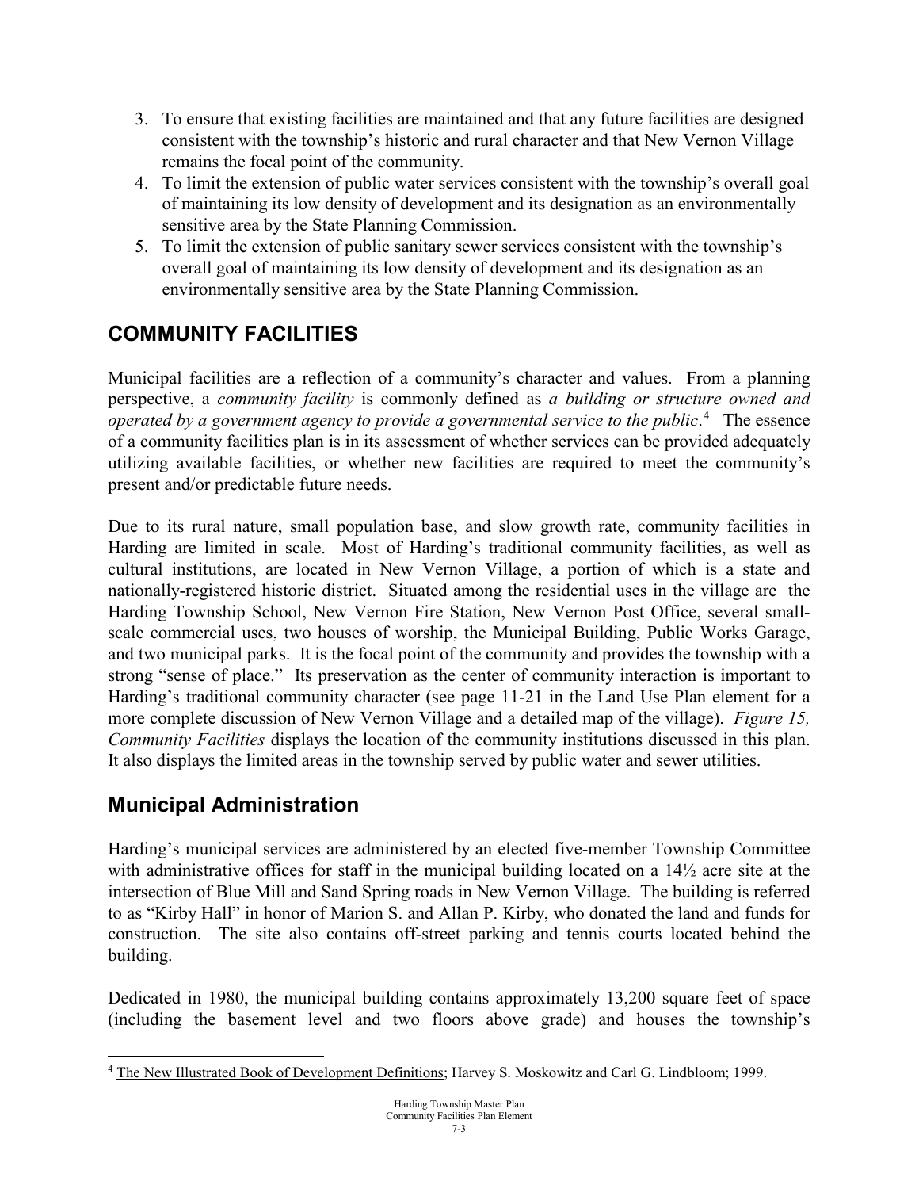3. To ensure that existing facilities are maintained and that any future facilities are designed consistent with the township's historic and rural character and that New Vernon Village remains the focal point of the community.
4. To limit the extension of public water services consistent with the township's overall goal of maintaining its low density of development and its designation as an environmentally sensitive area by the State Planning Commission.
5. To limit the extension of public sanitary sewer services consistent with the township's overall goal of maintaining its low density of development and its designation as an environmentally sensitive area by the State Planning Commission.

## COMMUNITY FACILITIES

Municipal facilities are a reflection of a community's character and values. From a planning perspective, a *community facility* is commonly defined as *a building or structure owned and operated by a government agency to provide a governmental service to the public*.[4] The essence of a community facilities plan is in its assessment of whether services can be provided adequately utilizing available facilities, or whether new facilities are required to meet the community's present and/or predictable future needs.

Due to its rural nature, small population base, and slow growth rate, community facilities in Harding are limited in scale. Most of Harding's traditional community facilities, as well as cultural institutions, are located in New Vernon Village, a portion of which is a state and nationally-registered historic district. Situated among the residential uses in the village are the Harding Township School, New Vernon Fire Station, New Vernon Post Office, several small-scale commercial uses, two houses of worship, the Municipal Building, Public Works Garage, and two municipal parks. It is the focal point of the community and provides the township with a strong "sense of place." Its preservation as the center of community interaction is important to Harding's traditional community character (see page 11-21 in the Land Use Plan element for a more complete discussion of New Vernon Village and a detailed map of the village). *Figure 15, Community Facilities* displays the location of the community institutions discussed in this plan. It also displays the limited areas in the township served by public water and sewer utilities.

## Municipal Administration

Harding's municipal services are administered by an elected five-member Township Committee with administrative offices for staff in the municipal building located on a 14½ acre site at the intersection of Blue Mill and Sand Spring roads in New Vernon Village. The building is referred to as "Kirby Hall" in honor of Marion S. and Allan P. Kirby, who donated the land and funds for construction. The site also contains off-street parking and tennis courts located behind the building.

Dedicated in 1980, the municipal building contains approximately 13,200 square feet of space (including the basement level and two floors above grade) and houses the township's

[4] The New Illustrated Book of Development Definitions; Harvey S. Moskowitz and Carl G. Lindbloom; 1999.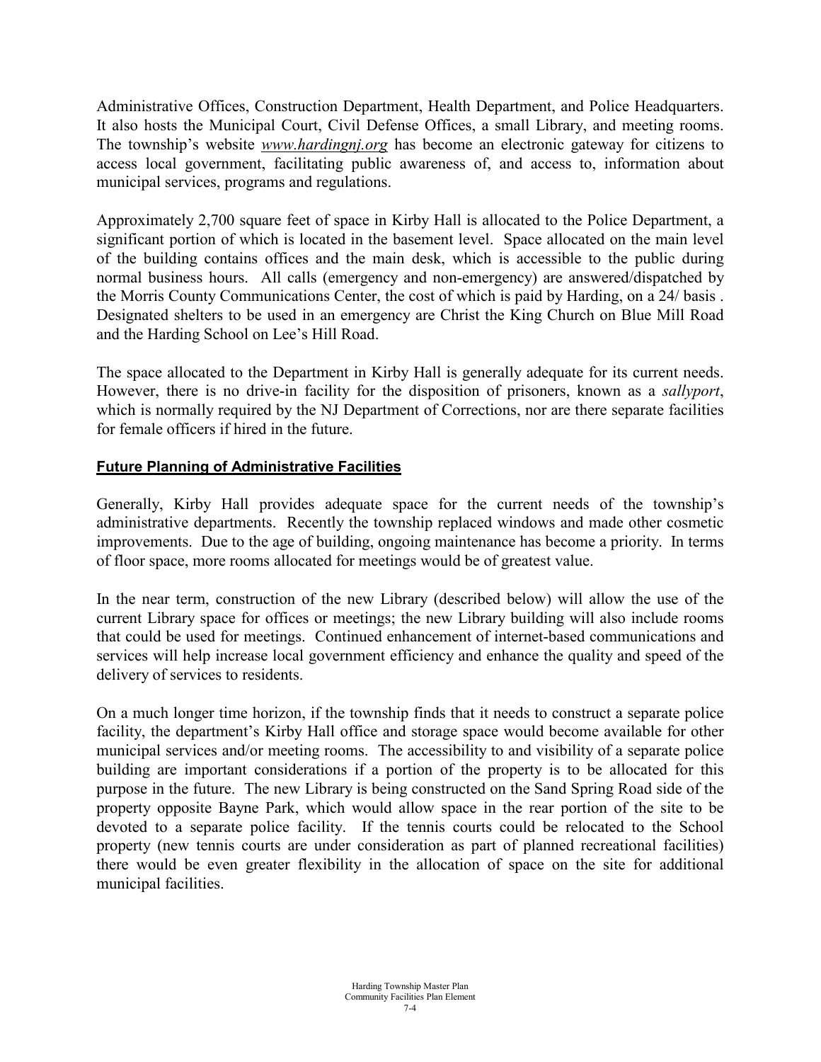Administrative Offices, Construction Department, Health Department, and Police Headquarters. It also hosts the Municipal Court, Civil Defense Offices, a small Library, and meeting rooms. The township's website *www.hardingnj.org* has become an electronic gateway for citizens to access local government, facilitating public awareness of, and access to, information about municipal services, programs and regulations.

Approximately 2,700 square feet of space in Kirby Hall is allocated to the Police Department, a significant portion of which is located in the basement level. Space allocated on the main level of the building contains offices and the main desk, which is accessible to the public during normal business hours. All calls (emergency and non-emergency) are answered/dispatched by the Morris County Communications Center, the cost of which is paid by Harding, on a 24/ basis . Designated shelters to be used in an emergency are Christ the King Church on Blue Mill Road and the Harding School on Lee's Hill Road.

The space allocated to the Department in Kirby Hall is generally adequate for its current needs. However, there is no drive-in facility for the disposition of prisoners, known as a *sallyport*, which is normally required by the NJ Department of Corrections, nor are there separate facilities for female officers if hired in the future.

## Future Planning of Administrative Facilities

Generally, Kirby Hall provides adequate space for the current needs of the township's administrative departments. Recently the township replaced windows and made other cosmetic improvements. Due to the age of building, ongoing maintenance has become a priority. In terms of floor space, more rooms allocated for meetings would be of greatest value.

In the near term, construction of the new Library (described below) will allow the use of the current Library space for offices or meetings; the new Library building will also include rooms that could be used for meetings. Continued enhancement of internet-based communications and services will help increase local government efficiency and enhance the quality and speed of the delivery of services to residents.

On a much longer time horizon, if the township finds that it needs to construct a separate police facility, the department's Kirby Hall office and storage space would become available for other municipal services and/or meeting rooms. The accessibility to and visibility of a separate police building are important considerations if a portion of the property is to be allocated for this purpose in the future. The new Library is being constructed on the Sand Spring Road side of the property opposite Bayne Park, which would allow space in the rear portion of the site to be devoted to a separate police facility. If the tennis courts could be relocated to the School property (new tennis courts are under consideration as part of planned recreational facilities) there would be even greater flexibility in the allocation of space on the site for additional municipal facilities.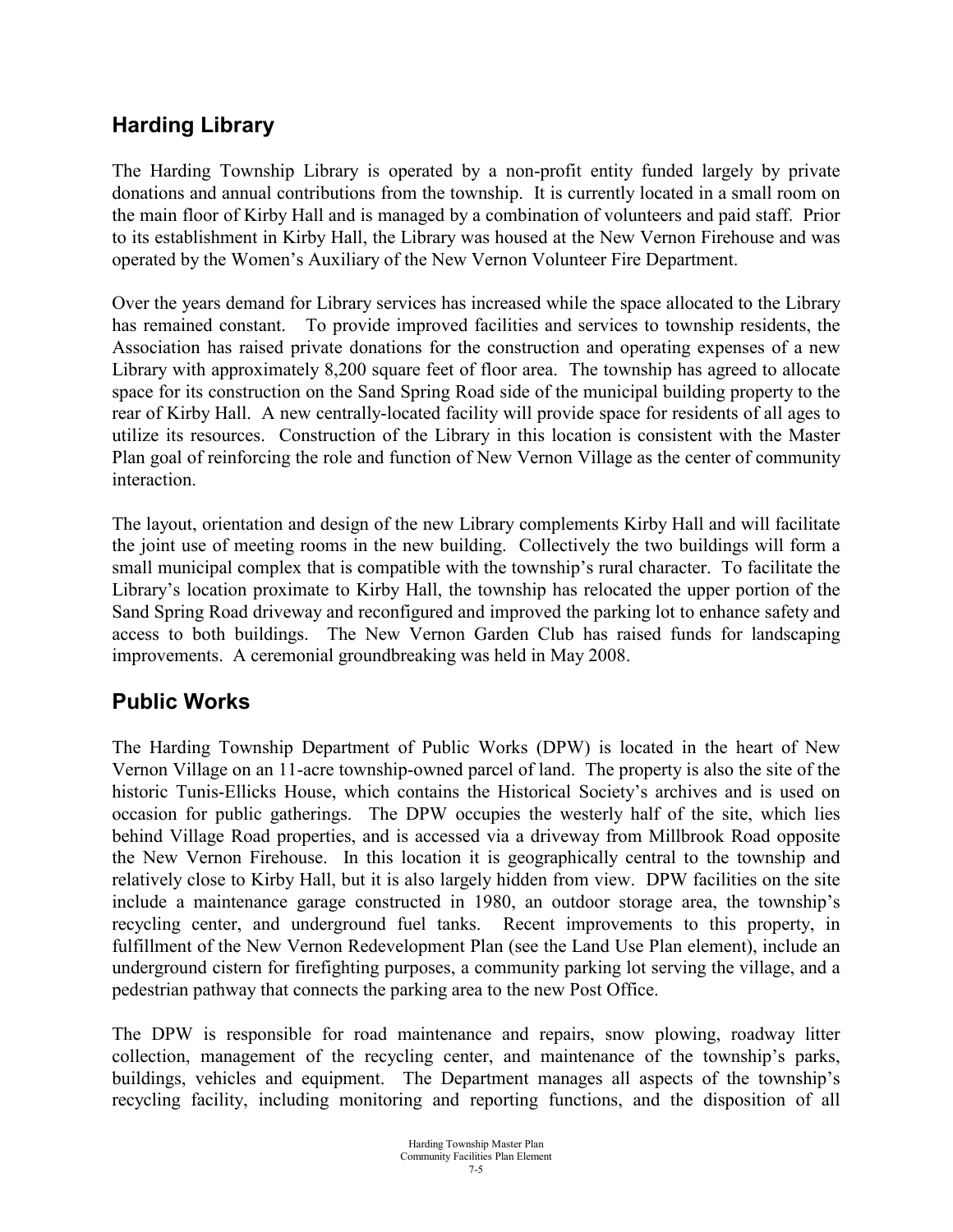## Harding Library

The Harding Township Library is operated by a non-profit entity funded largely by private donations and annual contributions from the township. It is currently located in a small room on the main floor of Kirby Hall and is managed by a combination of volunteers and paid staff. Prior to its establishment in Kirby Hall, the Library was housed at the New Vernon Firehouse and was operated by the Women's Auxiliary of the New Vernon Volunteer Fire Department.

Over the years demand for Library services has increased while the space allocated to the Library has remained constant. To provide improved facilities and services to township residents, the Association has raised private donations for the construction and operating expenses of a new Library with approximately 8,200 square feet of floor area. The township has agreed to allocate space for its construction on the Sand Spring Road side of the municipal building property to the rear of Kirby Hall. A new centrally-located facility will provide space for residents of all ages to utilize its resources. Construction of the Library in this location is consistent with the Master Plan goal of reinforcing the role and function of New Vernon Village as the center of community interaction.

The layout, orientation and design of the new Library complements Kirby Hall and will facilitate the joint use of meeting rooms in the new building. Collectively the two buildings will form a small municipal complex that is compatible with the township's rural character. To facilitate the Library's location proximate to Kirby Hall, the township has relocated the upper portion of the Sand Spring Road driveway and reconfigured and improved the parking lot to enhance safety and access to both buildings. The New Vernon Garden Club has raised funds for landscaping improvements. A ceremonial groundbreaking was held in May 2008.

## Public Works

The Harding Township Department of Public Works (DPW) is located in the heart of New Vernon Village on an 11-acre township-owned parcel of land. The property is also the site of the historic Tunis-Ellicks House, which contains the Historical Society's archives and is used on occasion for public gatherings. The DPW occupies the westerly half of the site, which lies behind Village Road properties, and is accessed via a driveway from Millbrook Road opposite the New Vernon Firehouse. In this location it is geographically central to the township and relatively close to Kirby Hall, but it is also largely hidden from view. DPW facilities on the site include a maintenance garage constructed in 1980, an outdoor storage area, the township's recycling center, and underground fuel tanks. Recent improvements to this property, in fulfillment of the New Vernon Redevelopment Plan (see the Land Use Plan element), include an underground cistern for firefighting purposes, a community parking lot serving the village, and a pedestrian pathway that connects the parking area to the new Post Office.

The DPW is responsible for road maintenance and repairs, snow plowing, roadway litter collection, management of the recycling center, and maintenance of the township's parks, buildings, vehicles and equipment. The Department manages all aspects of the township's recycling facility, including monitoring and reporting functions, and the disposition of all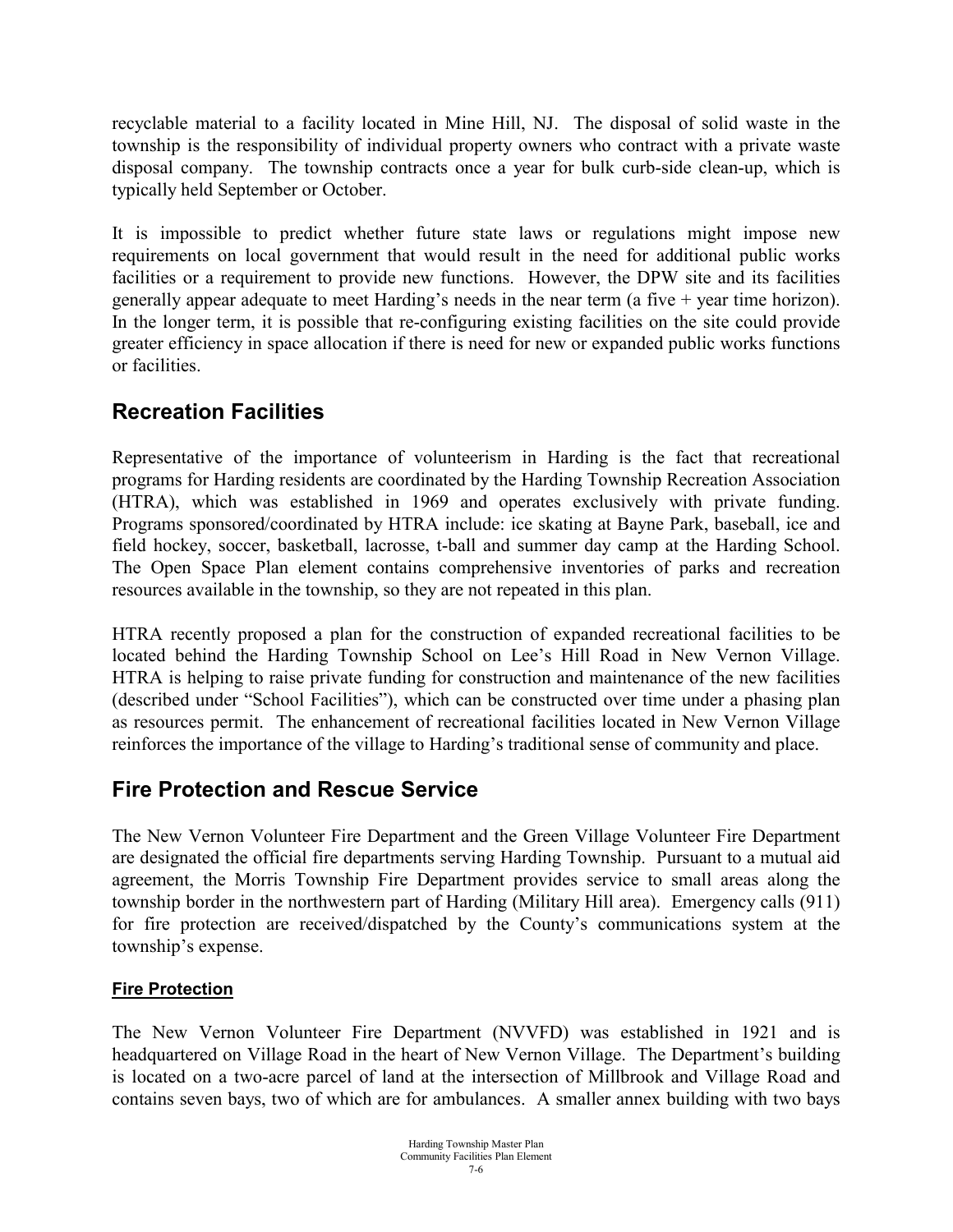recyclable material to a facility located in Mine Hill, NJ. The disposal of solid waste in the township is the responsibility of individual property owners who contract with a private waste disposal company. The township contracts once a year for bulk curb-side clean-up, which is typically held September or October.

It is impossible to predict whether future state laws or regulations might impose new requirements on local government that would result in the need for additional public works facilities or a requirement to provide new functions. However, the DPW site and its facilities generally appear adequate to meet Harding's needs in the near term (a five + year time horizon). In the longer term, it is possible that re-configuring existing facilities on the site could provide greater efficiency in space allocation if there is need for new or expanded public works functions or facilities.

## Recreation Facilities

Representative of the importance of volunteerism in Harding is the fact that recreational programs for Harding residents are coordinated by the Harding Township Recreation Association (HTRA), which was established in 1969 and operates exclusively with private funding. Programs sponsored/coordinated by HTRA include: ice skating at Bayne Park, baseball, ice and field hockey, soccer, basketball, lacrosse, t-ball and summer day camp at the Harding School. The Open Space Plan element contains comprehensive inventories of parks and recreation resources available in the township, so they are not repeated in this plan.

HTRA recently proposed a plan for the construction of expanded recreational facilities to be located behind the Harding Township School on Lee's Hill Road in New Vernon Village. HTRA is helping to raise private funding for construction and maintenance of the new facilities (described under "School Facilities"), which can be constructed over time under a phasing plan as resources permit. The enhancement of recreational facilities located in New Vernon Village reinforces the importance of the village to Harding's traditional sense of community and place.

## Fire Protection and Rescue Service

The New Vernon Volunteer Fire Department and the Green Village Volunteer Fire Department are designated the official fire departments serving Harding Township. Pursuant to a mutual aid agreement, the Morris Township Fire Department provides service to small areas along the township border in the northwestern part of Harding (Military Hill area). Emergency calls (911) for fire protection are received/dispatched by the County's communications system at the township's expense.

### Fire Protection

The New Vernon Volunteer Fire Department (NVVFD) was established in 1921 and is headquartered on Village Road in the heart of New Vernon Village. The Department's building is located on a two-acre parcel of land at the intersection of Millbrook and Village Road and contains seven bays, two of which are for ambulances. A smaller annex building with two bays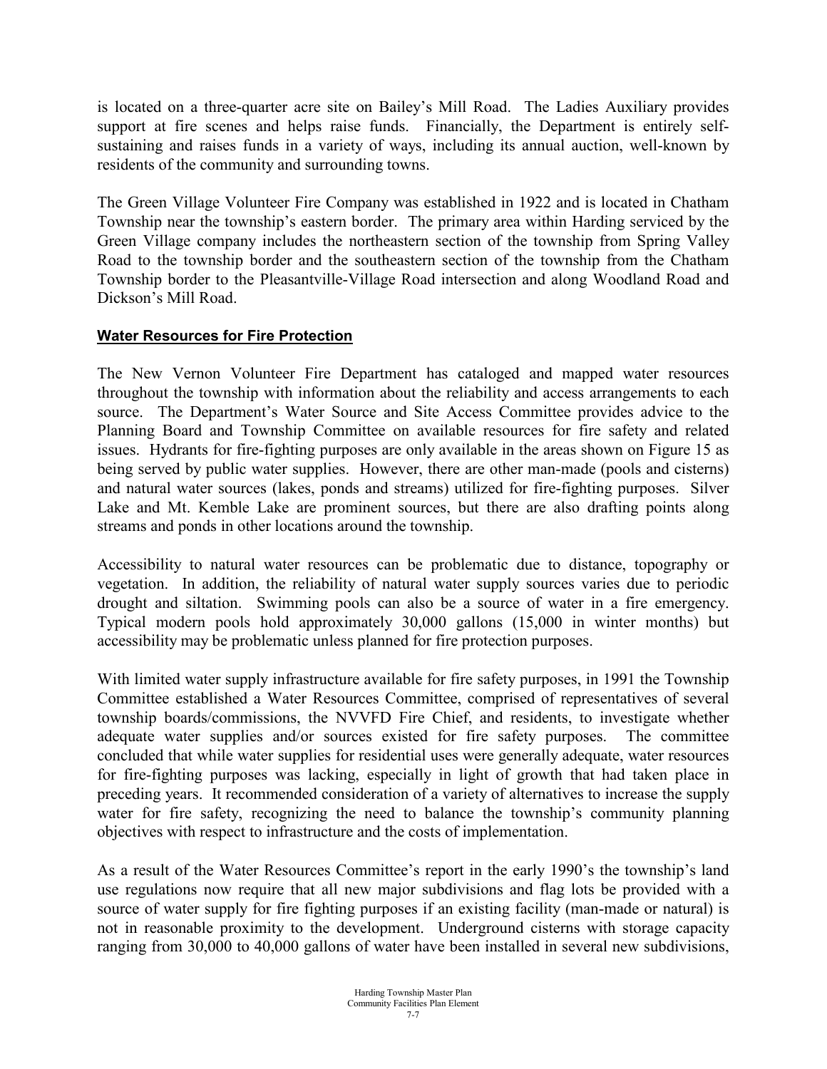is located on a three-quarter acre site on Bailey's Mill Road. The Ladies Auxiliary provides support at fire scenes and helps raise funds. Financially, the Department is entirely self-sustaining and raises funds in a variety of ways, including its annual auction, well-known by residents of the community and surrounding towns.

The Green Village Volunteer Fire Company was established in 1922 and is located in Chatham Township near the township's eastern border. The primary area within Harding serviced by the Green Village company includes the northeastern section of the township from Spring Valley Road to the township border and the southeastern section of the township from the Chatham Township border to the Pleasantville-Village Road intersection and along Woodland Road and Dickson's Mill Road.

**Water Resources for Fire Protection**

The New Vernon Volunteer Fire Department has cataloged and mapped water resources throughout the township with information about the reliability and access arrangements to each source. The Department's Water Source and Site Access Committee provides advice to the Planning Board and Township Committee on available resources for fire safety and related issues. Hydrants for fire-fighting purposes are only available in the areas shown on Figure 15 as being served by public water supplies. However, there are other man-made (pools and cisterns) and natural water sources (lakes, ponds and streams) utilized for fire-fighting purposes. Silver Lake and Mt. Kemble Lake are prominent sources, but there are also drafting points along streams and ponds in other locations around the township.

Accessibility to natural water resources can be problematic due to distance, topography or vegetation. In addition, the reliability of natural water supply sources varies due to periodic drought and siltation. Swimming pools can also be a source of water in a fire emergency. Typical modern pools hold approximately 30,000 gallons (15,000 in winter months) but accessibility may be problematic unless planned for fire protection purposes.

With limited water supply infrastructure available for fire safety purposes, in 1991 the Township Committee established a Water Resources Committee, comprised of representatives of several township boards/commissions, the NVVFD Fire Chief, and residents, to investigate whether adequate water supplies and/or sources existed for fire safety purposes. The committee concluded that while water supplies for residential uses were generally adequate, water resources for fire-fighting purposes was lacking, especially in light of growth that had taken place in preceding years. It recommended consideration of a variety of alternatives to increase the supply water for fire safety, recognizing the need to balance the township's community planning objectives with respect to infrastructure and the costs of implementation.

As a result of the Water Resources Committee's report in the early 1990's the township's land use regulations now require that all new major subdivisions and flag lots be provided with a source of water supply for fire fighting purposes if an existing facility (man-made or natural) is not in reasonable proximity to the development. Underground cisterns with storage capacity ranging from 30,000 to 40,000 gallons of water have been installed in several new subdivisions,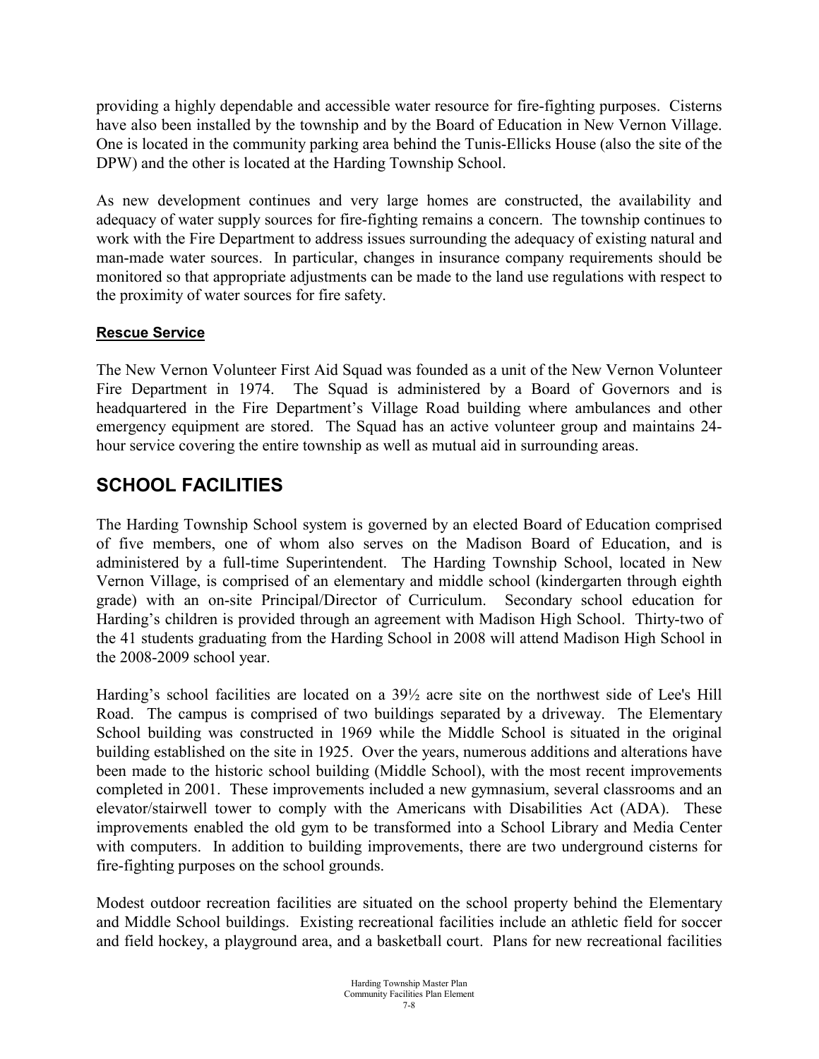providing a highly dependable and accessible water resource for fire-fighting purposes. Cisterns have also been installed by the township and by the Board of Education in New Vernon Village. One is located in the community parking area behind the Tunis-Ellicks House (also the site of the DPW) and the other is located at the Harding Township School.

As new development continues and very large homes are constructed, the availability and adequacy of water supply sources for fire-fighting remains a concern. The township continues to work with the Fire Department to address issues surrounding the adequacy of existing natural and man-made water sources. In particular, changes in insurance company requirements should be monitored so that appropriate adjustments can be made to the land use regulations with respect to the proximity of water sources for fire safety.

### Rescue Service

The New Vernon Volunteer First Aid Squad was founded as a unit of the New Vernon Volunteer Fire Department in 1974. The Squad is administered by a Board of Governors and is headquartered in the Fire Department's Village Road building where ambulances and other emergency equipment are stored. The Squad has an active volunteer group and maintains 24-hour service covering the entire township as well as mutual aid in surrounding areas.

## SCHOOL FACILITIES

The Harding Township School system is governed by an elected Board of Education comprised of five members, one of whom also serves on the Madison Board of Education, and is administered by a full-time Superintendent. The Harding Township School, located in New Vernon Village, is comprised of an elementary and middle school (kindergarten through eighth grade) with an on-site Principal/Director of Curriculum. Secondary school education for Harding's children is provided through an agreement with Madison High School. Thirty-two of the 41 students graduating from the Harding School in 2008 will attend Madison High School in the 2008-2009 school year.

Harding's school facilities are located on a 39½ acre site on the northwest side of Lee's Hill Road. The campus is comprised of two buildings separated by a driveway. The Elementary School building was constructed in 1969 while the Middle School is situated in the original building established on the site in 1925. Over the years, numerous additions and alterations have been made to the historic school building (Middle School), with the most recent improvements completed in 2001. These improvements included a new gymnasium, several classrooms and an elevator/stairwell tower to comply with the Americans with Disabilities Act (ADA). These improvements enabled the old gym to be transformed into a School Library and Media Center with computers. In addition to building improvements, there are two underground cisterns for fire-fighting purposes on the school grounds.

Modest outdoor recreation facilities are situated on the school property behind the Elementary and Middle School buildings. Existing recreational facilities include an athletic field for soccer and field hockey, a playground area, and a basketball court. Plans for new recreational facilities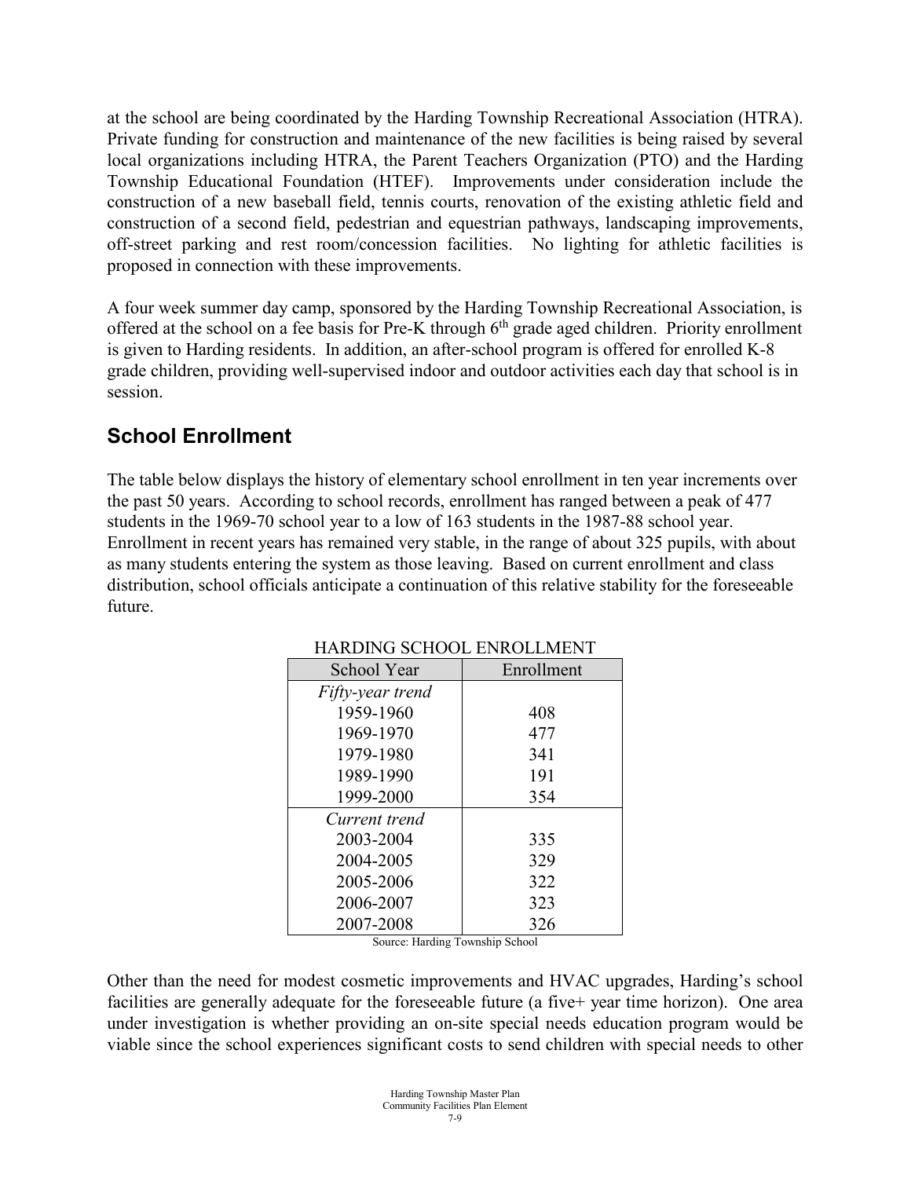at the school are being coordinated by the Harding Township Recreational Association (HTRA). Private funding for construction and maintenance of the new facilities is being raised by several local organizations including HTRA, the Parent Teachers Organization (PTO) and the Harding Township Educational Foundation (HTEF). Improvements under consideration include the construction of a new baseball field, tennis courts, renovation of the existing athletic field and construction of a second field, pedestrian and equestrian pathways, landscaping improvements, off-street parking and rest room/concession facilities. No lighting for athletic facilities is proposed in connection with these improvements.

A four week summer day camp, sponsored by the Harding Township Recreational Association, is offered at the school on a fee basis for Pre-K through 6th grade aged children. Priority enrollment is given to Harding residents. In addition, an after-school program is offered for enrolled K-8 grade children, providing well-supervised indoor and outdoor activities each day that school is in session.

## School Enrollment

The table below displays the history of elementary school enrollment in ten year increments over the past 50 years. According to school records, enrollment has ranged between a peak of 477 students in the 1969-70 school year to a low of 163 students in the 1987-88 school year. Enrollment in recent years has remained very stable, in the range of about 325 pupils, with about as many students entering the system as those leaving. Based on current enrollment and class distribution, school officials anticipate a continuation of this relative stability for the foreseeable future.

HARDING SCHOOL ENROLLMENT

| School Year | Enrollment |
|---|---|
| *Fifty-year trend* | |
| 1959-1960 | 408 |
| 1969-1970 | 477 |
| 1979-1980 | 341 |
| 1989-1990 | 191 |
| 1999-2000 | 354 |
| *Current trend* | |
| 2003-2004 | 335 |
| 2004-2005 | 329 |
| 2005-2006 | 322 |
| 2006-2007 | 323 |
| 2007-2008 | 326 |

Source: Harding Township School

Other than the need for modest cosmetic improvements and HVAC upgrades, Harding's school facilities are generally adequate for the foreseeable future (a five+ year time horizon). One area under investigation is whether providing an on-site special needs education program would be viable since the school experiences significant costs to send children with special needs to other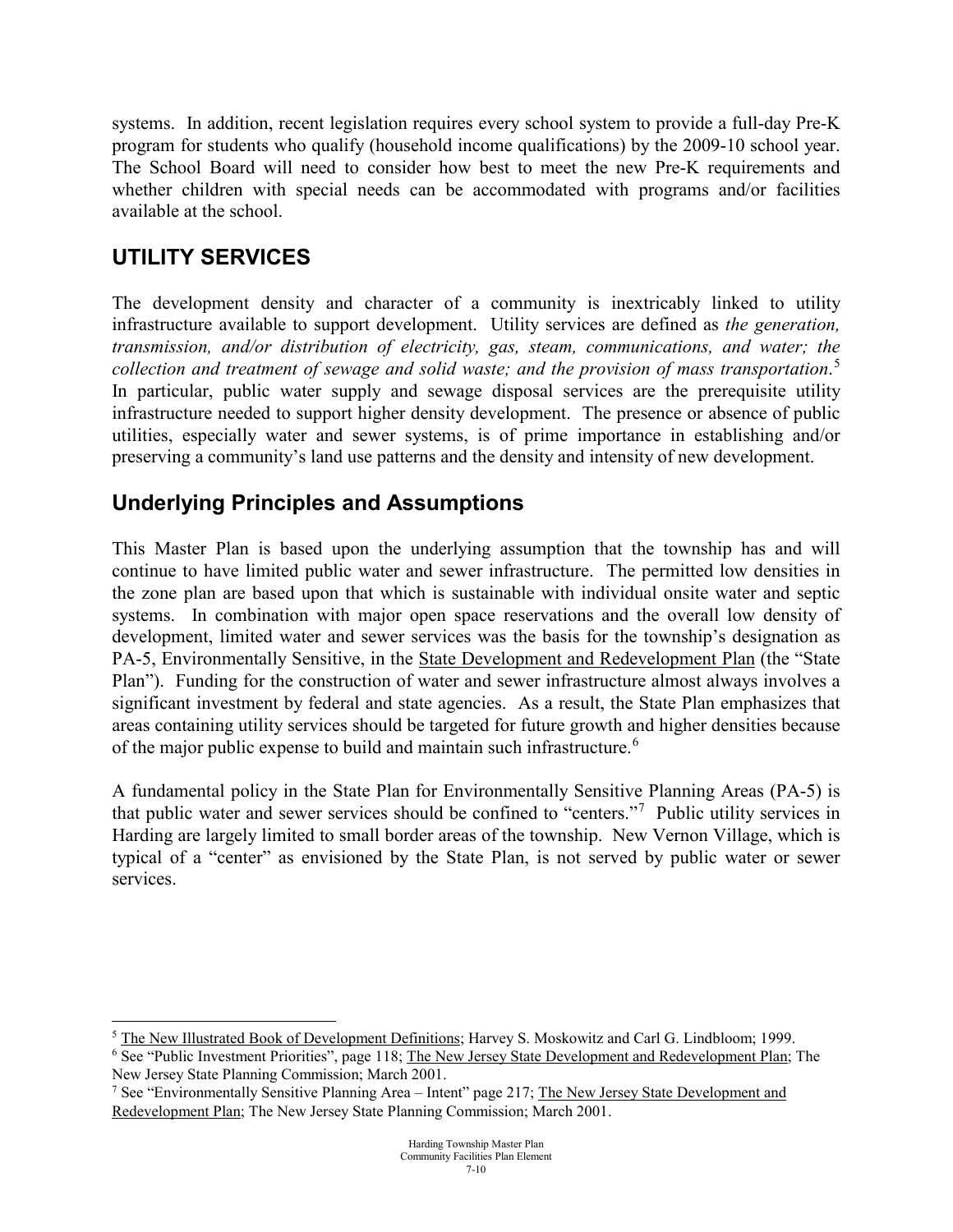systems. In addition, recent legislation requires every school system to provide a full-day Pre-K program for students who qualify (household income qualifications) by the 2009-10 school year. The School Board will need to consider how best to meet the new Pre-K requirements and whether children with special needs can be accommodated with programs and/or facilities available at the school.

## UTILITY SERVICES

The development density and character of a community is inextricably linked to utility infrastructure available to support development. Utility services are defined as *the generation, transmission, and/or distribution of electricity, gas, steam, communications, and water; the collection and treatment of sewage and solid waste; and the provision of mass transportation*.[5] In particular, public water supply and sewage disposal services are the prerequisite utility infrastructure needed to support higher density development. The presence or absence of public utilities, especially water and sewer systems, is of prime importance in establishing and/or preserving a community's land use patterns and the density and intensity of new development.

### Underlying Principles and Assumptions

This Master Plan is based upon the underlying assumption that the township has and will continue to have limited public water and sewer infrastructure. The permitted low densities in the zone plan are based upon that which is sustainable with individual onsite water and septic systems. In combination with major open space reservations and the overall low density of development, limited water and sewer services was the basis for the township's designation as PA-5, Environmentally Sensitive, in the State Development and Redevelopment Plan (the "State Plan"). Funding for the construction of water and sewer infrastructure almost always involves a significant investment by federal and state agencies. As a result, the State Plan emphasizes that areas containing utility services should be targeted for future growth and higher densities because of the major public expense to build and maintain such infrastructure.[6]

A fundamental policy in the State Plan for Environmentally Sensitive Planning Areas (PA-5) is that public water and sewer services should be confined to "centers."[7] Public utility services in Harding are largely limited to small border areas of the township. New Vernon Village, which is typical of a "center" as envisioned by the State Plan, is not served by public water or sewer services.

---

[5] The New Illustrated Book of Development Definitions; Harvey S. Moskowitz and Carl G. Lindbloom; 1999.

[6] See "Public Investment Priorities", page 118; The New Jersey State Development and Redevelopment Plan; The New Jersey State Planning Commission; March 2001.

[7] See "Environmentally Sensitive Planning Area – Intent" page 217; The New Jersey State Development and Redevelopment Plan; The New Jersey State Planning Commission; March 2001.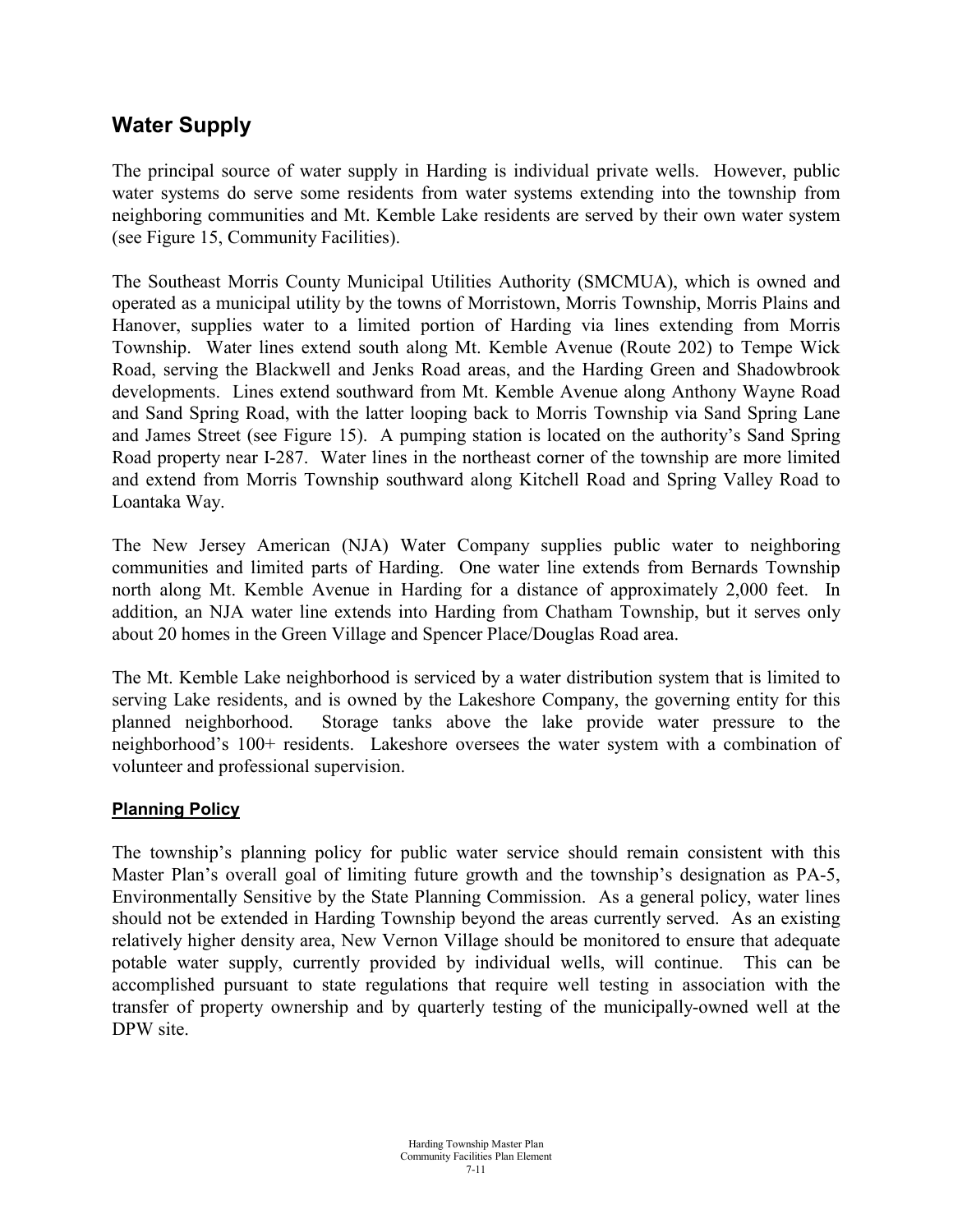## Water Supply

The principal source of water supply in Harding is individual private wells. However, public water systems do serve some residents from water systems extending into the township from neighboring communities and Mt. Kemble Lake residents are served by their own water system (see Figure 15, Community Facilities).

The Southeast Morris County Municipal Utilities Authority (SMCMUA), which is owned and operated as a municipal utility by the towns of Morristown, Morris Township, Morris Plains and Hanover, supplies water to a limited portion of Harding via lines extending from Morris Township. Water lines extend south along Mt. Kemble Avenue (Route 202) to Tempe Wick Road, serving the Blackwell and Jenks Road areas, and the Harding Green and Shadowbrook developments. Lines extend southward from Mt. Kemble Avenue along Anthony Wayne Road and Sand Spring Road, with the latter looping back to Morris Township via Sand Spring Lane and James Street (see Figure 15). A pumping station is located on the authority's Sand Spring Road property near I-287. Water lines in the northeast corner of the township are more limited and extend from Morris Township southward along Kitchell Road and Spring Valley Road to Loantaka Way.

The New Jersey American (NJA) Water Company supplies public water to neighboring communities and limited parts of Harding. One water line extends from Bernards Township north along Mt. Kemble Avenue in Harding for a distance of approximately 2,000 feet. In addition, an NJA water line extends into Harding from Chatham Township, but it serves only about 20 homes in the Green Village and Spencer Place/Douglas Road area.

The Mt. Kemble Lake neighborhood is serviced by a water distribution system that is limited to serving Lake residents, and is owned by the Lakeshore Company, the governing entity for this planned neighborhood. Storage tanks above the lake provide water pressure to the neighborhood's 100+ residents. Lakeshore oversees the water system with a combination of volunteer and professional supervision.

### Planning Policy

The township's planning policy for public water service should remain consistent with this Master Plan's overall goal of limiting future growth and the township's designation as PA-5, Environmentally Sensitive by the State Planning Commission. As a general policy, water lines should not be extended in Harding Township beyond the areas currently served. As an existing relatively higher density area, New Vernon Village should be monitored to ensure that adequate potable water supply, currently provided by individual wells, will continue. This can be accomplished pursuant to state regulations that require well testing in association with the transfer of property ownership and by quarterly testing of the municipally-owned well at the DPW site.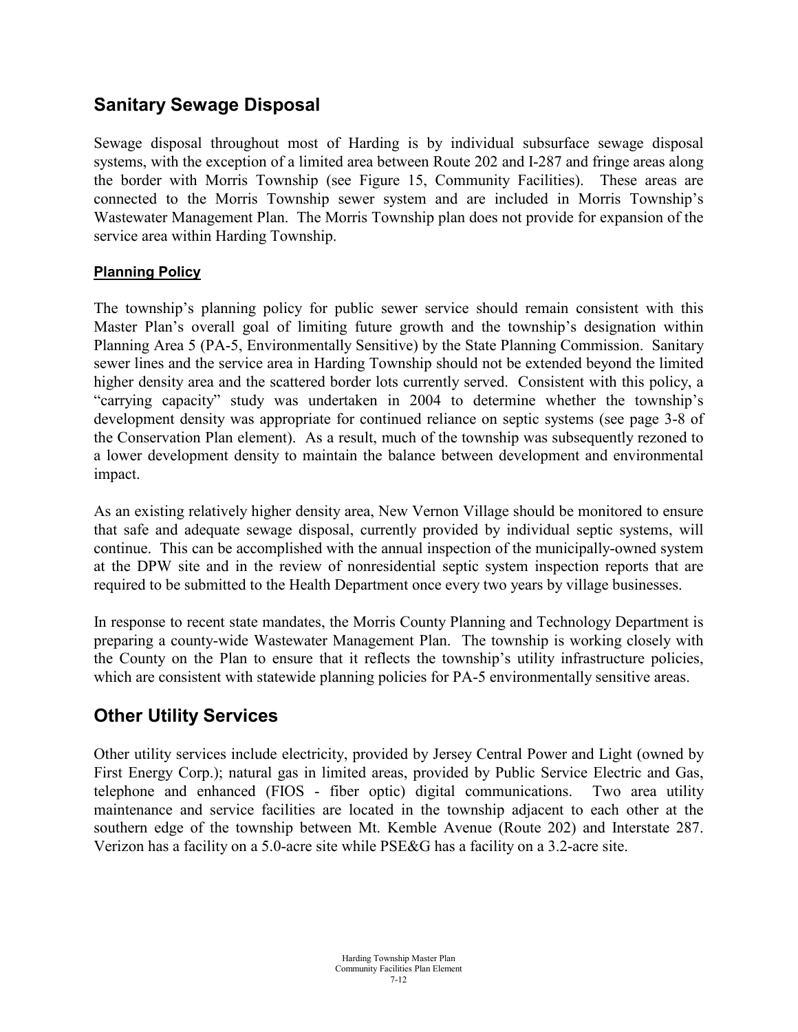## Sanitary Sewage Disposal

Sewage disposal throughout most of Harding is by individual subsurface sewage disposal systems, with the exception of a limited area between Route 202 and I-287 and fringe areas along the border with Morris Township (see Figure 15, Community Facilities). These areas are connected to the Morris Township sewer system and are included in Morris Township's Wastewater Management Plan. The Morris Township plan does not provide for expansion of the service area within Harding Township.

### Planning Policy

The township's planning policy for public sewer service should remain consistent with this Master Plan's overall goal of limiting future growth and the township's designation within Planning Area 5 (PA-5, Environmentally Sensitive) by the State Planning Commission. Sanitary sewer lines and the service area in Harding Township should not be extended beyond the limited higher density area and the scattered border lots currently served. Consistent with this policy, a "carrying capacity" study was undertaken in 2004 to determine whether the township's development density was appropriate for continued reliance on septic systems (see page 3-8 of the Conservation Plan element). As a result, much of the township was subsequently rezoned to a lower development density to maintain the balance between development and environmental impact.

As an existing relatively higher density area, New Vernon Village should be monitored to ensure that safe and adequate sewage disposal, currently provided by individual septic systems, will continue. This can be accomplished with the annual inspection of the municipally-owned system at the DPW site and in the review of nonresidential septic system inspection reports that are required to be submitted to the Health Department once every two years by village businesses.

In response to recent state mandates, the Morris County Planning and Technology Department is preparing a county-wide Wastewater Management Plan. The township is working closely with the County on the Plan to ensure that it reflects the township's utility infrastructure policies, which are consistent with statewide planning policies for PA-5 environmentally sensitive areas.

## Other Utility Services

Other utility services include electricity, provided by Jersey Central Power and Light (owned by First Energy Corp.); natural gas in limited areas, provided by Public Service Electric and Gas, telephone and enhanced (FIOS - fiber optic) digital communications. Two area utility maintenance and service facilities are located in the township adjacent to each other at the southern edge of the township between Mt. Kemble Avenue (Route 202) and Interstate 287. Verizon has a facility on a 5.0-acre site while PSE&G has a facility on a 3.2-acre site.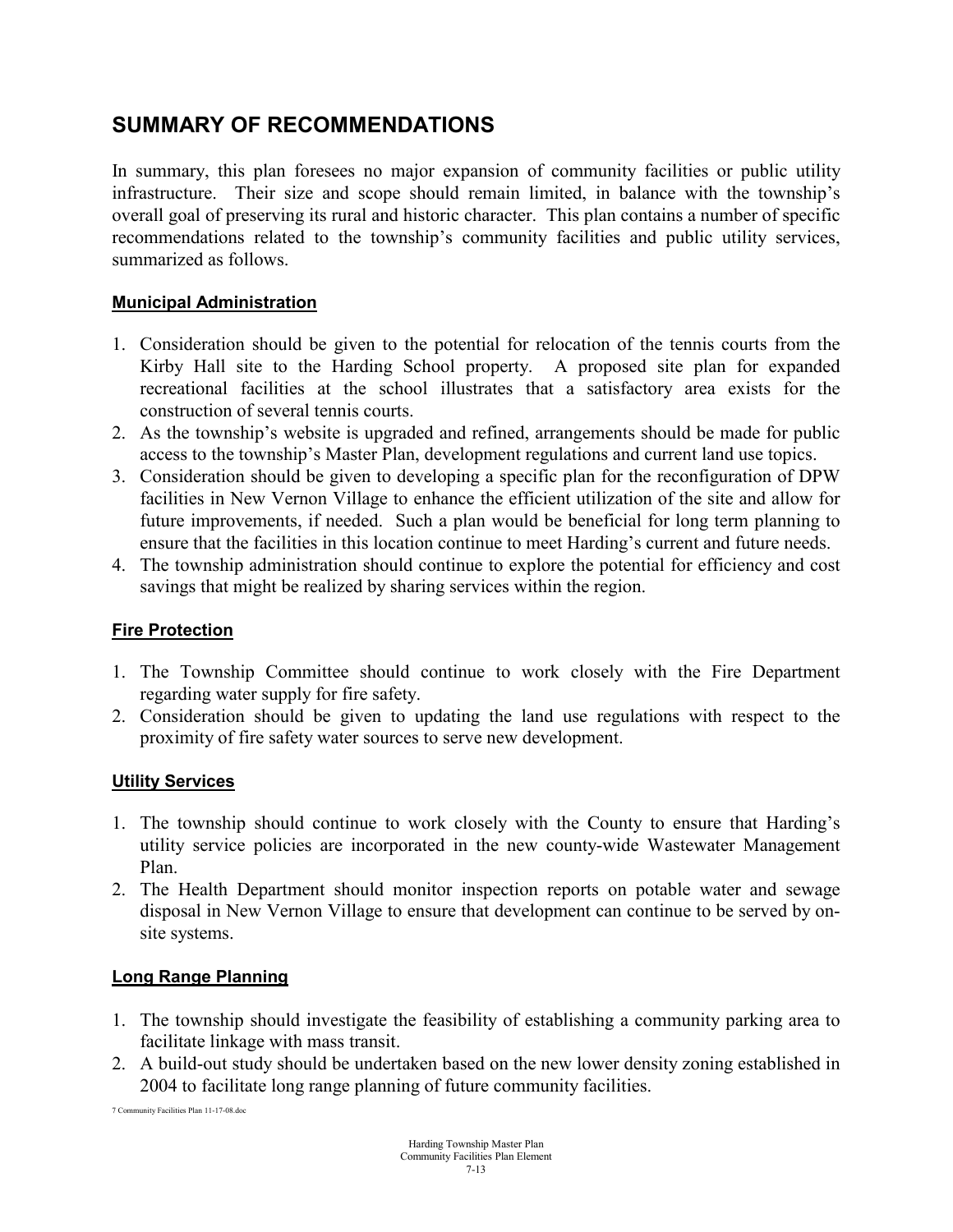## SUMMARY OF RECOMMENDATIONS

In summary, this plan foresees no major expansion of community facilities or public utility infrastructure. Their size and scope should remain limited, in balance with the township's overall goal of preserving its rural and historic character. This plan contains a number of specific recommendations related to the township's community facilities and public utility services, summarized as follows.

### Municipal Administration

1. Consideration should be given to the potential for relocation of the tennis courts from the Kirby Hall site to the Harding School property. A proposed site plan for expanded recreational facilities at the school illustrates that a satisfactory area exists for the construction of several tennis courts.
2. As the township's website is upgraded and refined, arrangements should be made for public access to the township's Master Plan, development regulations and current land use topics.
3. Consideration should be given to developing a specific plan for the reconfiguration of DPW facilities in New Vernon Village to enhance the efficient utilization of the site and allow for future improvements, if needed. Such a plan would be beneficial for long term planning to ensure that the facilities in this location continue to meet Harding's current and future needs.
4. The township administration should continue to explore the potential for efficiency and cost savings that might be realized by sharing services within the region.

### Fire Protection

1. The Township Committee should continue to work closely with the Fire Department regarding water supply for fire safety.
2. Consideration should be given to updating the land use regulations with respect to the proximity of fire safety water sources to serve new development.

### Utility Services

1. The township should continue to work closely with the County to ensure that Harding's utility service policies are incorporated in the new county-wide Wastewater Management Plan.
2. The Health Department should monitor inspection reports on potable water and sewage disposal in New Vernon Village to ensure that development can continue to be served by on-site systems.

### Long Range Planning

1. The township should investigate the feasibility of establishing a community parking area to facilitate linkage with mass transit.
2. A build-out study should be undertaken based on the new lower density zoning established in 2004 to facilitate long range planning of future community facilities.